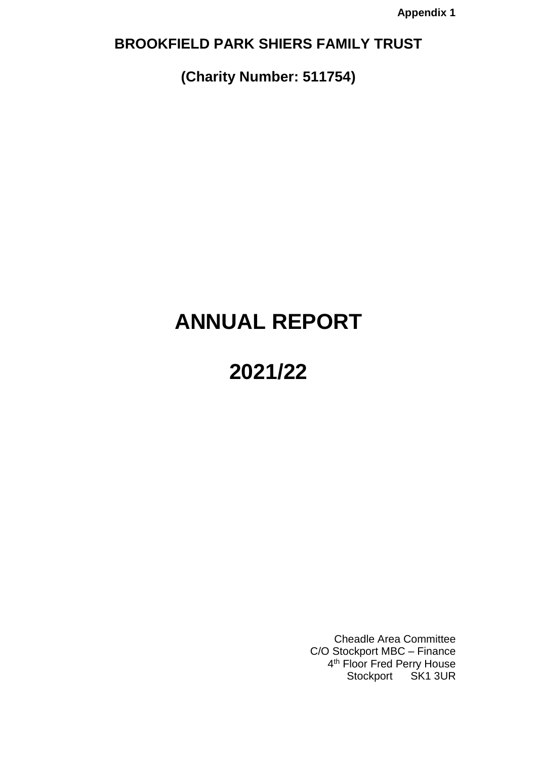**Appendix 1**

# BROOKFIELD PARK SHIERS FAMILY TRUST

## (Charity Number: 511754)

# ANNUAL REPORT

# 2021/22

Cheadle Area Committee
C/O Stockport MBC – Finance
4th Floor Fred Perry House
Stockport SK1 3UR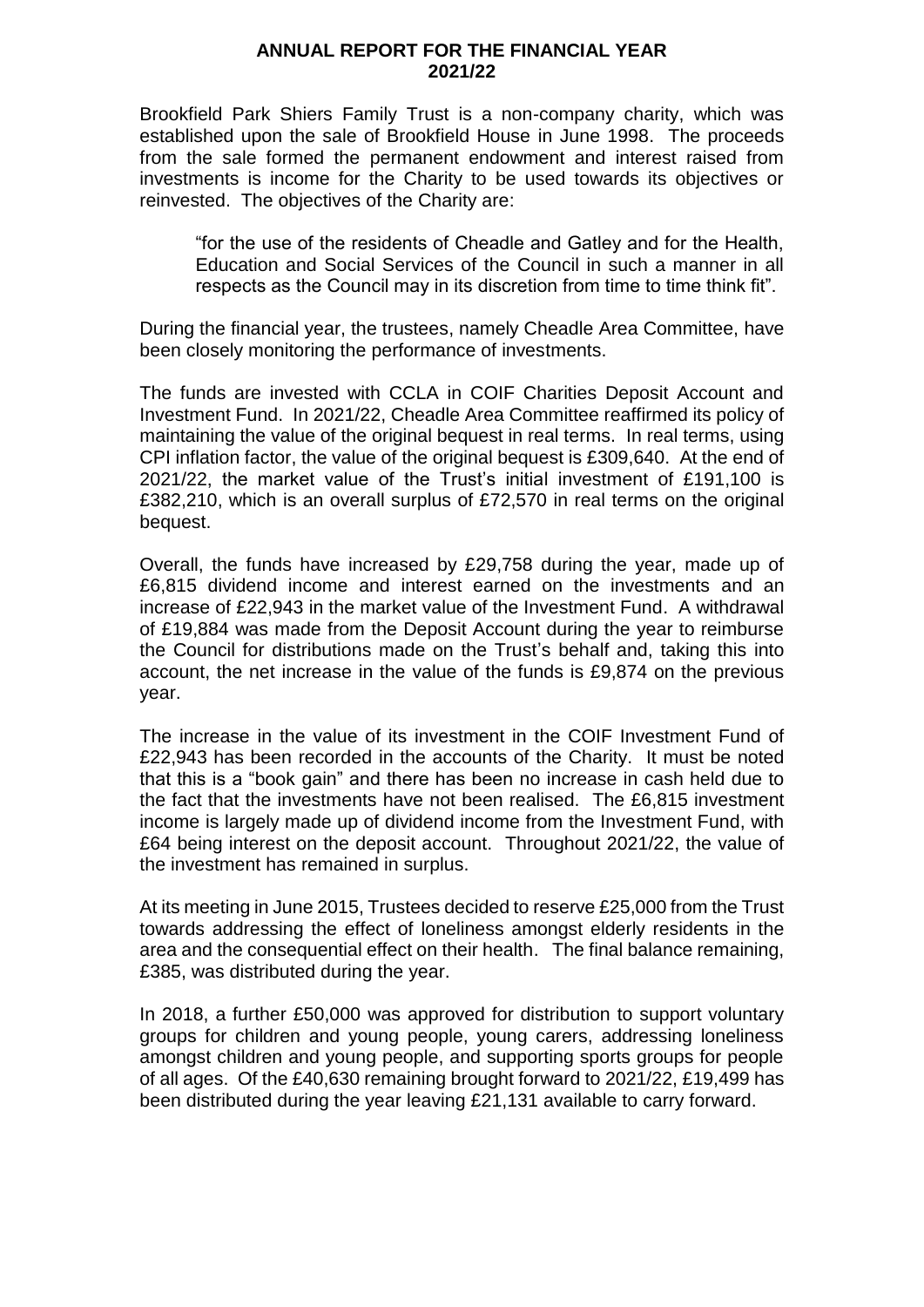# ANNUAL REPORT FOR THE FINANCIAL YEAR 2021/22

Brookfield Park Shiers Family Trust is a non-company charity, which was established upon the sale of Brookfield House in June 1998. The proceeds from the sale formed the permanent endowment and interest raised from investments is income for the Charity to be used towards its objectives or reinvested. The objectives of the Charity are:

> "for the use of the residents of Cheadle and Gatley and for the Health, Education and Social Services of the Council in such a manner in all respects as the Council may in its discretion from time to time think fit".

During the financial year, the trustees, namely Cheadle Area Committee, have been closely monitoring the performance of investments.

The funds are invested with CCLA in COIF Charities Deposit Account and Investment Fund. In 2021/22, Cheadle Area Committee reaffirmed its policy of maintaining the value of the original bequest in real terms. In real terms, using CPI inflation factor, the value of the original bequest is £309,640. At the end of 2021/22, the market value of the Trust's initial investment of £191,100 is £382,210, which is an overall surplus of £72,570 in real terms on the original bequest.

Overall, the funds have increased by £29,758 during the year, made up of £6,815 dividend income and interest earned on the investments and an increase of £22,943 in the market value of the Investment Fund. A withdrawal of £19,884 was made from the Deposit Account during the year to reimburse the Council for distributions made on the Trust's behalf and, taking this into account, the net increase in the value of the funds is £9,874 on the previous year.

The increase in the value of its investment in the COIF Investment Fund of £22,943 has been recorded in the accounts of the Charity. It must be noted that this is a "book gain" and there has been no increase in cash held due to the fact that the investments have not been realised. The £6,815 investment income is largely made up of dividend income from the Investment Fund, with £64 being interest on the deposit account. Throughout 2021/22, the value of the investment has remained in surplus.

At its meeting in June 2015, Trustees decided to reserve £25,000 from the Trust towards addressing the effect of loneliness amongst elderly residents in the area and the consequential effect on their health. The final balance remaining, £385, was distributed during the year.

In 2018, a further £50,000 was approved for distribution to support voluntary groups for children and young people, young carers, addressing loneliness amongst children and young people, and supporting sports groups for people of all ages. Of the £40,630 remaining brought forward to 2021/22, £19,499 has been distributed during the year leaving £21,131 available to carry forward.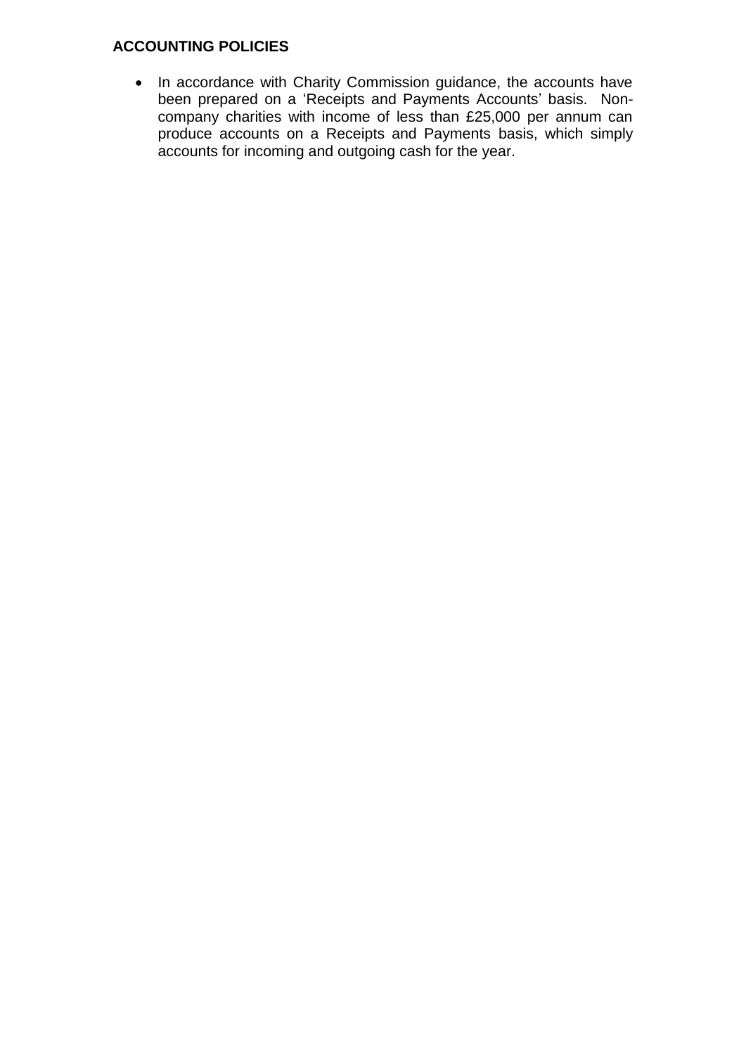## ACCOUNTING POLICIES

- In accordance with Charity Commission guidance, the accounts have been prepared on a 'Receipts and Payments Accounts' basis. Non-company charities with income of less than £25,000 per annum can produce accounts on a Receipts and Payments basis, which simply accounts for incoming and outgoing cash for the year.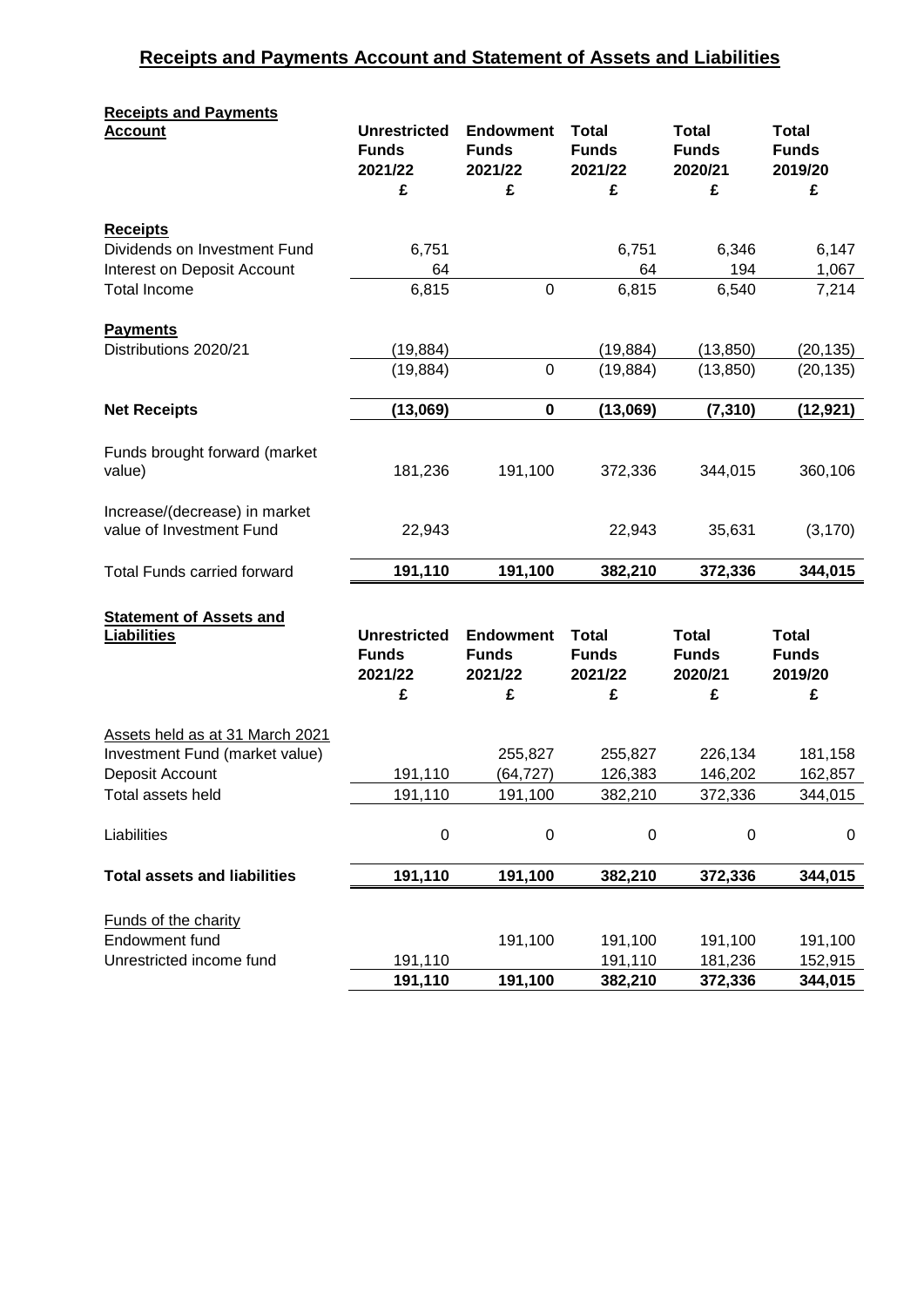# Receipts and Payments Account and Statement of Assets and Liabilities

| Receipts and Payments Account | Unrestricted Funds 2021/22 £ | Endowment Funds 2021/22 £ | Total Funds 2021/22 £ | Total Funds 2020/21 £ | Total Funds 2019/20 £ |
|---|---|---|---|---|---|
| **Receipts** | | | | | |
| Dividends on Investment Fund | 6,751 | | 6,751 | 6,346 | 6,147 |
| Interest on Deposit Account | 64 | | 64 | 194 | 1,067 |
| Total Income | 6,815 | 0 | 6,815 | 6,540 | 7,214 |
| **Payments** | | | | | |
| Distributions 2020/21 | (19,884) | | (19,884) | (13,850) | (20,135) |
| | (19,884) | 0 | (19,884) | (13,850) | (20,135) |
| **Net Receipts** | **(13,069)** | **0** | **(13,069)** | **(7,310)** | **(12,921)** |
| Funds brought forward (market value) | 181,236 | 191,100 | 372,336 | 344,015 | 360,106 |
| Increase/(decrease) in market value of Investment Fund | 22,943 | | 22,943 | 35,631 | (3,170) |
| Total Funds carried forward | **191,110** | **191,100** | **382,210** | **372,336** | **344,015** |

| Statement of Assets and Liabilities | Unrestricted Funds 2021/22 £ | Endowment Funds 2021/22 £ | Total Funds 2021/22 £ | Total Funds 2020/21 £ | Total Funds 2019/20 £ |
|---|---|---|---|---|---|
| Assets held as at 31 March 2021 | | | | | |
| Investment Fund (market value) | | 255,827 | 255,827 | 226,134 | 181,158 |
| Deposit Account | 191,110 | (64,727) | 126,383 | 146,202 | 162,857 |
| Total assets held | 191,110 | 191,100 | 382,210 | 372,336 | 344,015 |
| Liabilities | 0 | 0 | 0 | 0 | 0 |
| **Total assets and liabilities** | **191,110** | **191,100** | **382,210** | **372,336** | **344,015** |
| Funds of the charity | | | | | |
| Endowment fund | | 191,100 | 191,100 | 191,100 | 191,100 |
| Unrestricted income fund | 191,110 | | 191,110 | 181,236 | 152,915 |
| | **191,110** | **191,100** | **382,210** | **372,336** | **344,015** |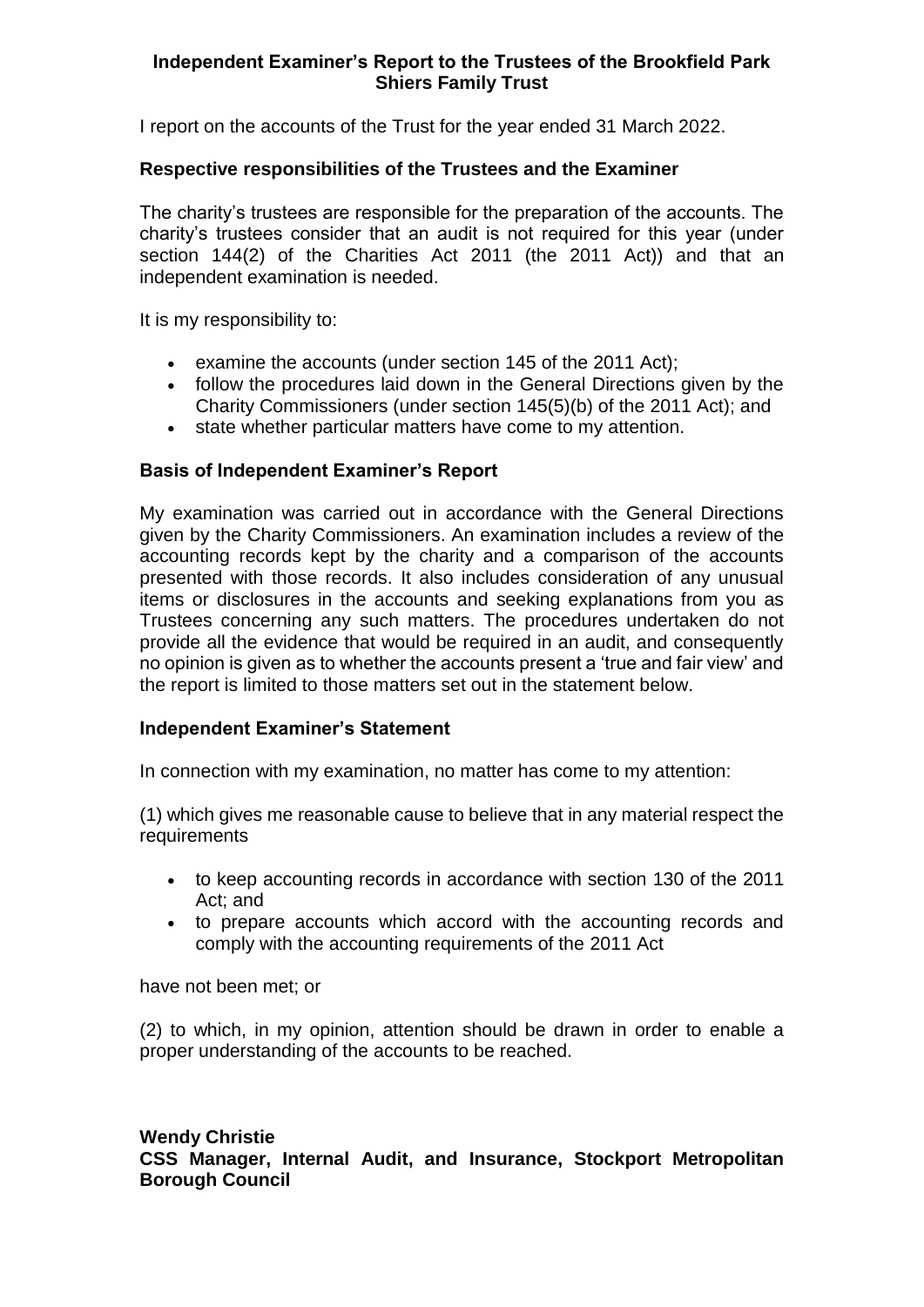# Independent Examiner's Report to the Trustees of the Brookfield Park Shiers Family Trust

I report on the accounts of the Trust for the year ended 31 March 2022.

## Respective responsibilities of the Trustees and the Examiner

The charity's trustees are responsible for the preparation of the accounts. The charity's trustees consider that an audit is not required for this year (under section 144(2) of the Charities Act 2011 (the 2011 Act)) and that an independent examination is needed.

It is my responsibility to:

- examine the accounts (under section 145 of the 2011 Act);
- follow the procedures laid down in the General Directions given by the Charity Commissioners (under section 145(5)(b) of the 2011 Act); and
- state whether particular matters have come to my attention.

## Basis of Independent Examiner's Report

My examination was carried out in accordance with the General Directions given by the Charity Commissioners. An examination includes a review of the accounting records kept by the charity and a comparison of the accounts presented with those records. It also includes consideration of any unusual items or disclosures in the accounts and seeking explanations from you as Trustees concerning any such matters. The procedures undertaken do not provide all the evidence that would be required in an audit, and consequently no opinion is given as to whether the accounts present a 'true and fair view' and the report is limited to those matters set out in the statement below.

## Independent Examiner's Statement

In connection with my examination, no matter has come to my attention:

(1) which gives me reasonable cause to believe that in any material respect the requirements

- to keep accounting records in accordance with section 130 of the 2011 Act; and
- to prepare accounts which accord with the accounting records and comply with the accounting requirements of the 2011 Act

have not been met; or

(2) to which, in my opinion, attention should be drawn in order to enable a proper understanding of the accounts to be reached.

**Wendy Christie**
**CSS Manager, Internal Audit, and Insurance, Stockport Metropolitan Borough Council**